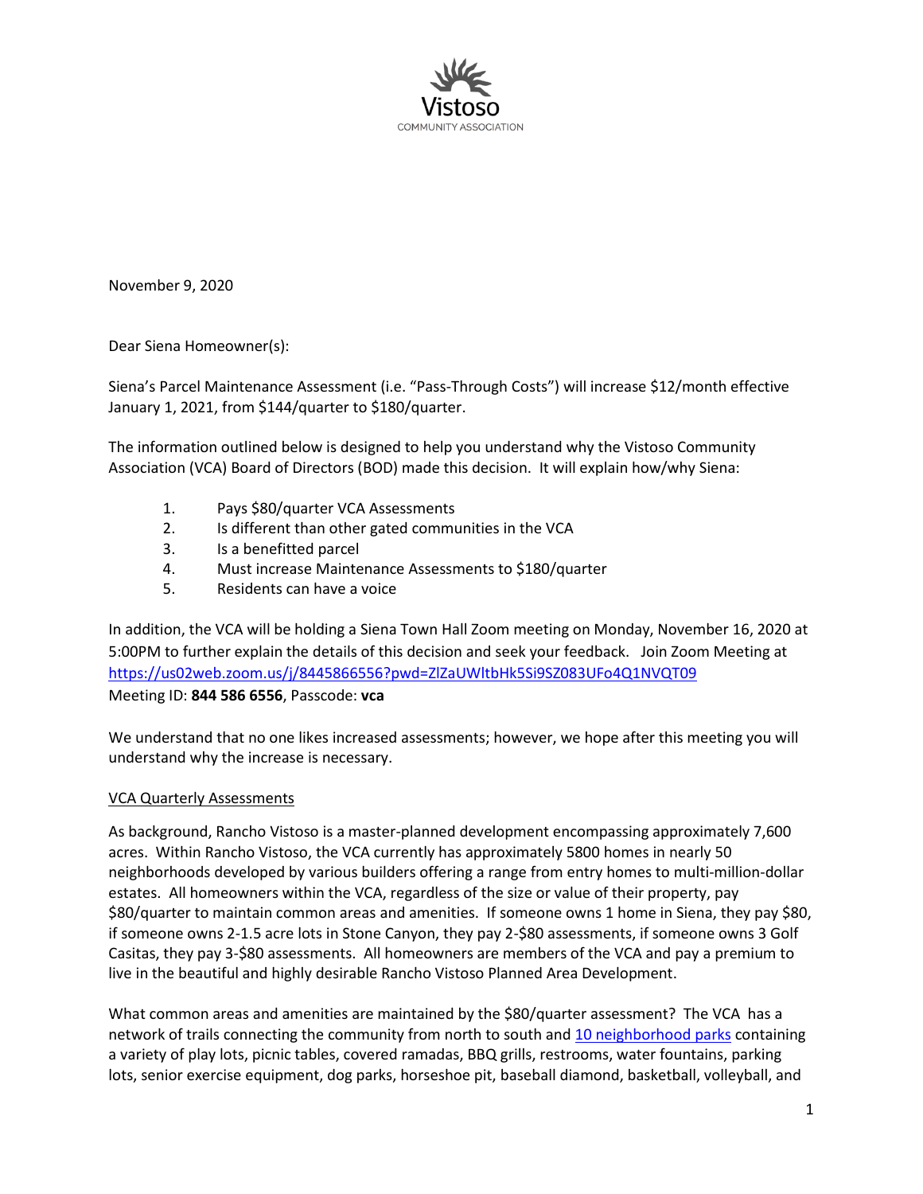Vistoso

COMMUNITY ASSOCIATION

November 9, 2020

Dear Siena Homeowner(s):

Siena's Parcel Maintenance Assessment (i.e. "Pass-Through Costs") will increase $12/month effective January 1, 2021, from $144/quarter to $180/quarter.

The information outlined below is designed to help you understand why the Vistoso Community Association (VCA) Board of Directors (BOD) made this decision. It will explain how/why Siena:

1. Pays $80/quarter VCA Assessments
2. Is different than other gated communities in the VCA
3. Is a benefitted parcel
4. Must increase Maintenance Assessments to $180/quarter
5. Residents can have a voice

In addition, the VCA will be holding a Siena Town Hall Zoom meeting on Monday, November 16, 2020 at 5:00PM to further explain the details of this decision and seek your feedback. Join Zoom Meeting at https://us02web.zoom.us/j/8445866556?pwd=ZlZaUWltbHk5Si9SZ083UFo4Q1NVQT09
Meeting ID: **844 586 6556**, Passcode: **vca**

We understand that no one likes increased assessments; however, we hope after this meeting you will understand why the increase is necessary.

## VCA Quarterly Assessments

As background, Rancho Vistoso is a master-planned development encompassing approximately 7,600 acres. Within Rancho Vistoso, the VCA currently has approximately 5800 homes in nearly 50 neighborhoods developed by various builders offering a range from entry homes to multi-million-dollar estates. All homeowners within the VCA, regardless of the size or value of their property, pay $80/quarter to maintain common areas and amenities. If someone owns 1 home in Siena, they pay $80, if someone owns 2-1.5 acre lots in Stone Canyon, they pay 2-$80 assessments, if someone owns 3 Golf Casitas, they pay 3-$80 assessments. All homeowners are members of the VCA and pay a premium to live in the beautiful and highly desirable Rancho Vistoso Planned Area Development.

What common areas and amenities are maintained by the $80/quarter assessment? The VCA has a network of trails connecting the community from north to south and 10 neighborhood parks containing a variety of play lots, picnic tables, covered ramadas, BBQ grills, restrooms, water fountains, parking lots, senior exercise equipment, dog parks, horseshoe pit, baseball diamond, basketball, volleyball, and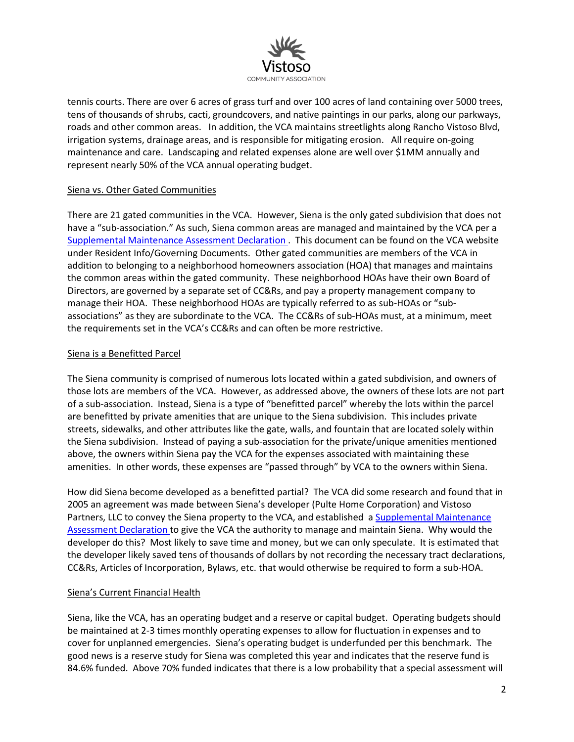tennis courts. There are over 6 acres of grass turf and over 100 acres of land containing over 5000 trees, tens of thousands of shrubs, cacti, groundcovers, and native paintings in our parks, along our parkways, roads and other common areas. In addition, the VCA maintains streetlights along Rancho Vistoso Blvd, irrigation systems, drainage areas, and is responsible for mitigating erosion. All require on-going maintenance and care. Landscaping and related expenses alone are well over $1MM annually and represent nearly 50% of the VCA annual operating budget.

## Siena vs. Other Gated Communities

There are 21 gated communities in the VCA. However, Siena is the only gated subdivision that does not have a "sub-association." As such, Siena common areas are managed and maintained by the VCA per a Supplemental Maintenance Assessment Declaration . This document can be found on the VCA website under Resident Info/Governing Documents. Other gated communities are members of the VCA in addition to belonging to a neighborhood homeowners association (HOA) that manages and maintains the common areas within the gated community. These neighborhood HOAs have their own Board of Directors, are governed by a separate set of CC&Rs, and pay a property management company to manage their HOA. These neighborhood HOAs are typically referred to as sub-HOAs or "sub-associations" as they are subordinate to the VCA. The CC&Rs of sub-HOAs must, at a minimum, meet the requirements set in the VCA's CC&Rs and can often be more restrictive.

## Siena is a Benefitted Parcel

The Siena community is comprised of numerous lots located within a gated subdivision, and owners of those lots are members of the VCA. However, as addressed above, the owners of these lots are not part of a sub-association. Instead, Siena is a type of "benefitted parcel" whereby the lots within the parcel are benefitted by private amenities that are unique to the Siena subdivision. This includes private streets, sidewalks, and other attributes like the gate, walls, and fountain that are located solely within the Siena subdivision. Instead of paying a sub-association for the private/unique amenities mentioned above, the owners within Siena pay the VCA for the expenses associated with maintaining these amenities. In other words, these expenses are "passed through" by VCA to the owners within Siena.

How did Siena become developed as a benefitted partial? The VCA did some research and found that in 2005 an agreement was made between Siena's developer (Pulte Home Corporation) and Vistoso Partners, LLC to convey the Siena property to the VCA, and established a Supplemental Maintenance Assessment Declaration to give the VCA the authority to manage and maintain Siena. Why would the developer do this? Most likely to save time and money, but we can only speculate. It is estimated that the developer likely saved tens of thousands of dollars by not recording the necessary tract declarations, CC&Rs, Articles of Incorporation, Bylaws, etc. that would otherwise be required to form a sub-HOA.

## Siena's Current Financial Health

Siena, like the VCA, has an operating budget and a reserve or capital budget. Operating budgets should be maintained at 2-3 times monthly operating expenses to allow for fluctuation in expenses and to cover for unplanned emergencies. Siena's operating budget is underfunded per this benchmark. The good news is a reserve study for Siena was completed this year and indicates that the reserve fund is 84.6% funded. Above 70% funded indicates that there is a low probability that a special assessment will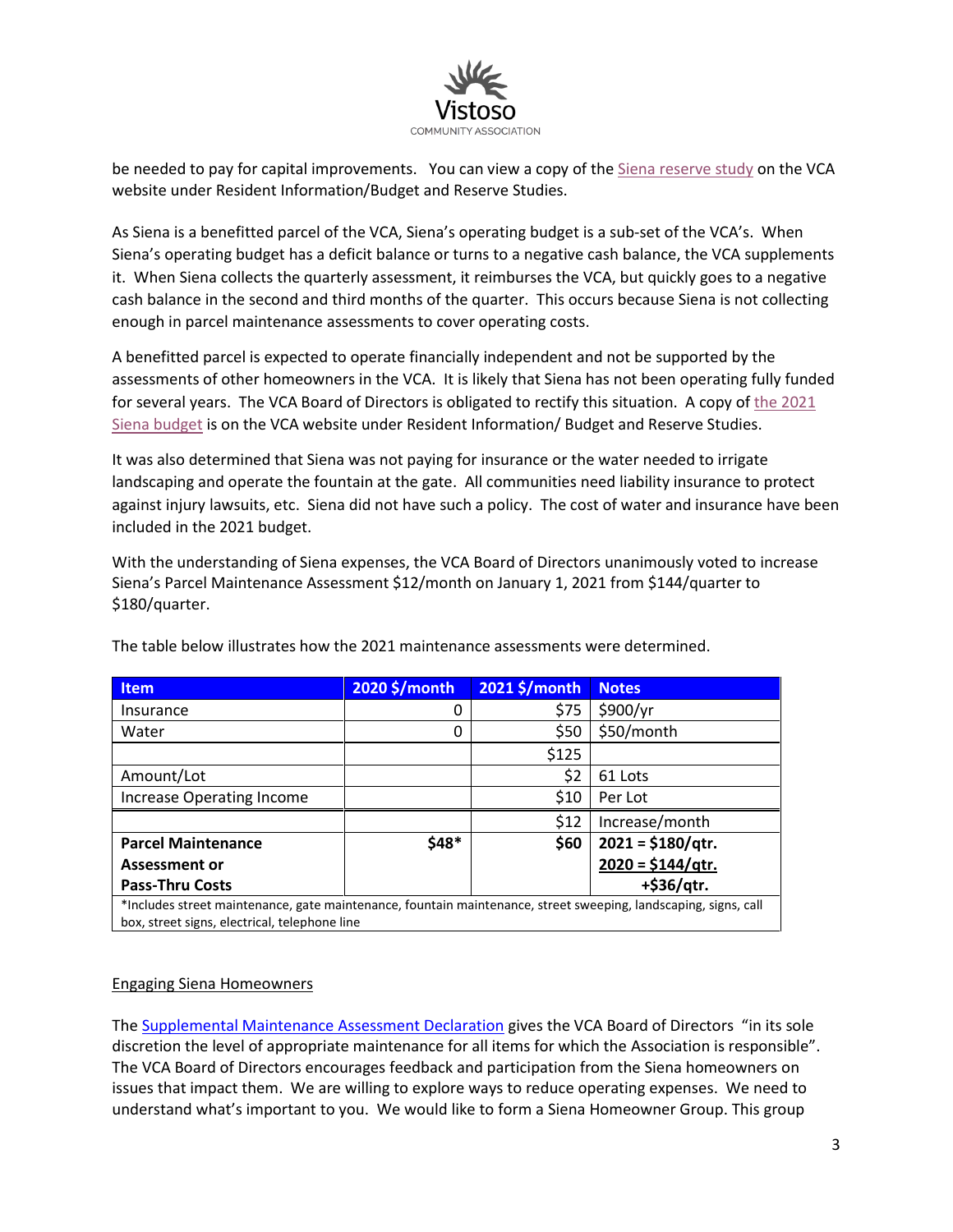be needed to pay for capital improvements. You can view a copy of the Siena reserve study on the VCA website under Resident Information/Budget and Reserve Studies.

As Siena is a benefitted parcel of the VCA, Siena's operating budget is a sub-set of the VCA's. When Siena's operating budget has a deficit balance or turns to a negative cash balance, the VCA supplements it. When Siena collects the quarterly assessment, it reimburses the VCA, but quickly goes to a negative cash balance in the second and third months of the quarter. This occurs because Siena is not collecting enough in parcel maintenance assessments to cover operating costs.

A benefitted parcel is expected to operate financially independent and not be supported by the assessments of other homeowners in the VCA. It is likely that Siena has not been operating fully funded for several years. The VCA Board of Directors is obligated to rectify this situation. A copy of the 2021 Siena budget is on the VCA website under Resident Information/ Budget and Reserve Studies.

It was also determined that Siena was not paying for insurance or the water needed to irrigate landscaping and operate the fountain at the gate. All communities need liability insurance to protect against injury lawsuits, etc. Siena did not have such a policy. The cost of water and insurance have been included in the 2021 budget.

With the understanding of Siena expenses, the VCA Board of Directors unanimously voted to increase Siena's Parcel Maintenance Assessment $12/month on January 1, 2021 from $144/quarter to $180/quarter.

The table below illustrates how the 2021 maintenance assessments were determined.

| Item | 2020 $/month | 2021 $/month | Notes |
|---|---|---|---|
| Insurance | 0 | $75 | $900/yr |
| Water | 0 | $50 | $50/month |
| | | $125 | |
| Amount/Lot | | $2 | 61 Lots |
| Increase Operating Income | | $10 | Per Lot |
| | | $12 | Increase/month |
| **Parcel Maintenance Assessment or Pass-Thru Costs** | **$48*** | **$60** | **2021 = $180/qtr.** <br> **2020 = $144/qtr.** <br> **+$36/qtr.** |

*Includes street maintenance, gate maintenance, fountain maintenance, street sweeping, landscaping, signs, call box, street signs, electrical, telephone line

## Engaging Siena Homeowners

The Supplemental Maintenance Assessment Declaration gives the VCA Board of Directors "in its sole discretion the level of appropriate maintenance for all items for which the Association is responsible". The VCA Board of Directors encourages feedback and participation from the Siena homeowners on issues that impact them. We are willing to explore ways to reduce operating expenses. We need to understand what's important to you. We would like to form a Siena Homeowner Group. This group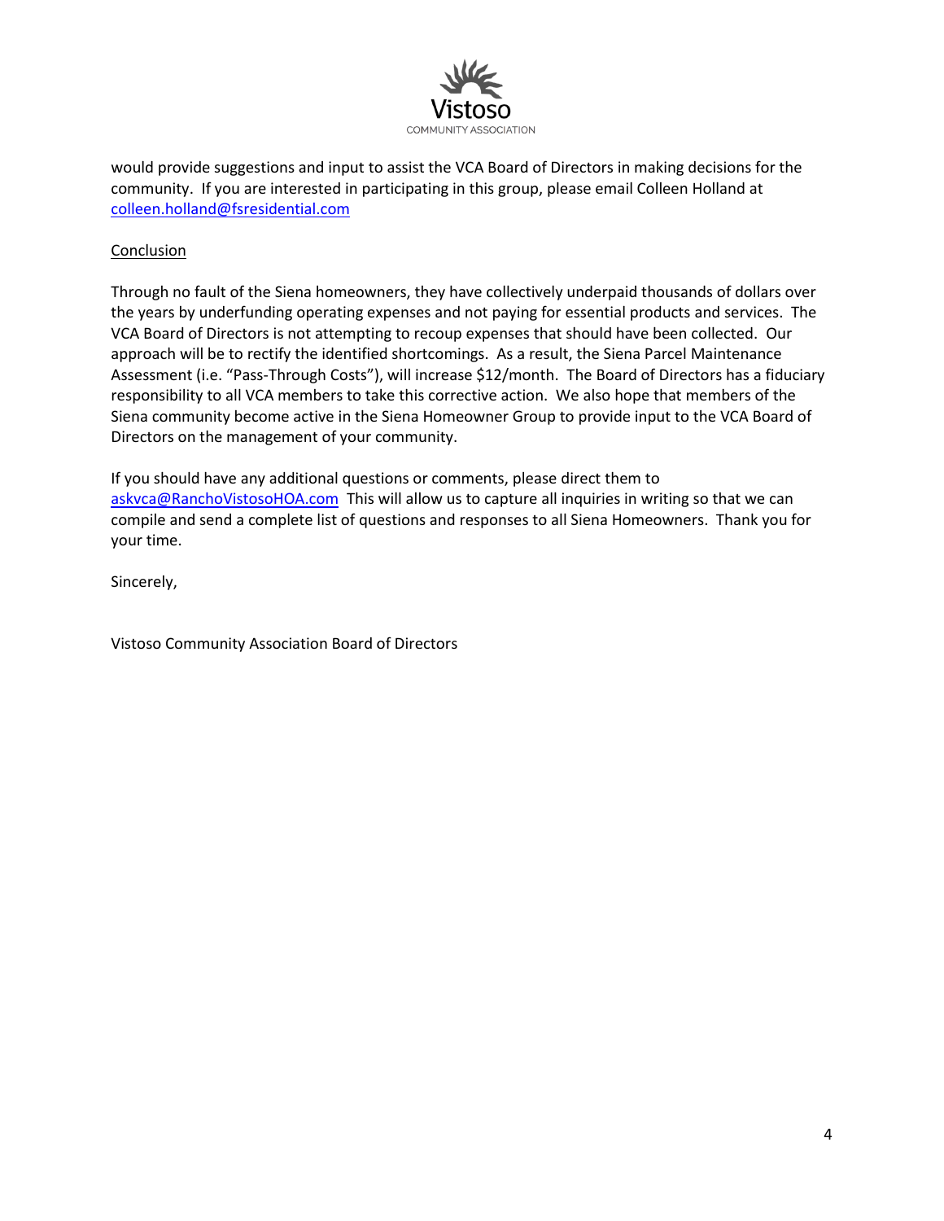would provide suggestions and input to assist the VCA Board of Directors in making decisions for the community. If you are interested in participating in this group, please email Colleen Holland at colleen.holland@fsresidential.com

Conclusion

Through no fault of the Siena homeowners, they have collectively underpaid thousands of dollars over the years by underfunding operating expenses and not paying for essential products and services. The VCA Board of Directors is not attempting to recoup expenses that should have been collected. Our approach will be to rectify the identified shortcomings. As a result, the Siena Parcel Maintenance Assessment (i.e. "Pass-Through Costs"), will increase $12/month. The Board of Directors has a fiduciary responsibility to all VCA members to take this corrective action. We also hope that members of the Siena community become active in the Siena Homeowner Group to provide input to the VCA Board of Directors on the management of your community.

If you should have any additional questions or comments, please direct them to askvca@RanchoVistosoHOA.com This will allow us to capture all inquiries in writing so that we can compile and send a complete list of questions and responses to all Siena Homeowners. Thank you for your time.

Sincerely,

Vistoso Community Association Board of Directors